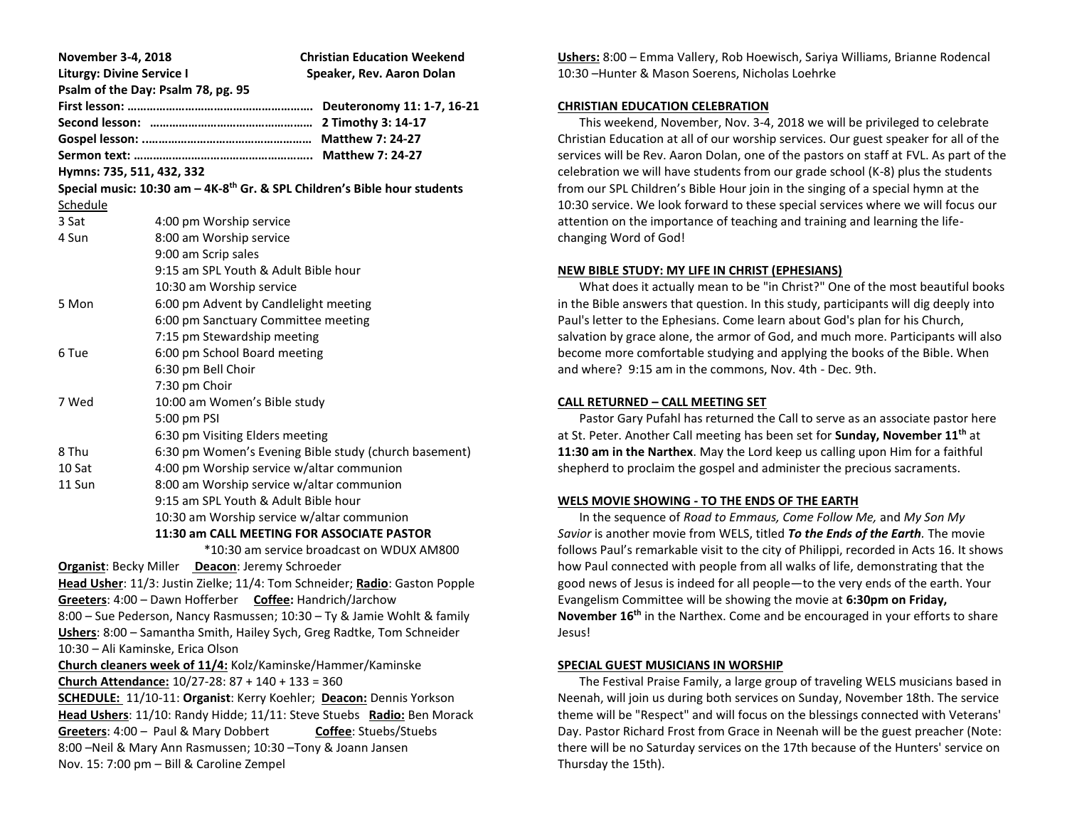**November 3-4, 2018** **Christian Education Weekend**

**Liturgy: Divine Service I** **Speaker, Rev. Aaron Dolan**

**Psalm of the Day: Psalm 78, pg. 95**

**First lesson: ………………………………………………… Deuteronomy 11: 1-7, 16-21**

**Second lesson: …………………………………………… 2 Timothy 3: 14-17**

**Gospel lesson: ..…………………………………………… Matthew 7: 24-27**

**Sermon text: ……………………………………………….. Matthew 7: 24-27**

**Hymns: 735, 511, 432, 332**

**Special music: 10:30 am – 4K-8th Gr. & SPL Children's Bible hour students**

Schedule

| | |
|---|---|
| 3 Sat | 4:00 pm Worship service |
| 4 Sun | 8:00 am Worship service |
| | 9:00 am Scrip sales |
| | 9:15 am SPL Youth & Adult Bible hour |
| | 10:30 am Worship service |
| 5 Mon | 6:00 pm Advent by Candlelight meeting |
| | 6:00 pm Sanctuary Committee meeting |
| | 7:15 pm Stewardship meeting |
| 6 Tue | 6:00 pm School Board meeting |
| | 6:30 pm Bell Choir |
| | 7:30 pm Choir |
| 7 Wed | 10:00 am Women's Bible study |
| | 5:00 pm PSI |
| | 6:30 pm Visiting Elders meeting |
| 8 Thu | 6:30 pm Women's Evening Bible study (church basement) |
| 10 Sat | 4:00 pm Worship service w/altar communion |
| 11 Sun | 8:00 am Worship service w/altar communion |
| | 9:15 am SPL Youth & Adult Bible hour |
| | 10:30 am Worship service w/altar communion |
| | **11:30 am CALL MEETING FOR ASSOCIATE PASTOR** |

*10:30 am service broadcast on WDUX AM800

**Organist**: Becky Miller **Deacon**: Jeremy Schroeder

**Head Usher**: 11/3: Justin Zielke; 11/4: Tom Schneider; **Radio**: Gaston Popple

**Greeters**: 4:00 – Dawn Hofferber **Coffee:** Handrich/Jarchow

8:00 – Sue Pederson, Nancy Rasmussen; 10:30 – Ty & Jamie Wohlt & family

**Ushers**: 8:00 – Samantha Smith, Hailey Sych, Greg Radtke, Tom Schneider

10:30 – Ali Kaminske, Erica Olson

**Church cleaners week of 11/4:** Kolz/Kaminske/Hammer/Kaminske

**Church Attendance:** 10/27-28: 87 + 140 + 133 = 360

**SCHEDULE:** 11/10-11: **Organist**: Kerry Koehler; **Deacon:** Dennis Yorkson

**Head Ushers**: 11/10: Randy Hidde; 11/11: Steve Stuebs **Radio:** Ben Morack

**Greeters**: 4:00 – Paul & Mary Dobbert **Coffee**: Stuebs/Stuebs

8:00 –Neil & Mary Ann Rasmussen; 10:30 –Tony & Joann Jansen

Nov. 15: 7:00 pm – Bill & Caroline Zempel

**Ushers:** 8:00 – Emma Vallery, Rob Hoewisch, Sariya Williams, Brianne Rodencal

10:30 –Hunter & Mason Soerens, Nicholas Loehrke

## CHRISTIAN EDUCATION CELEBRATION

This weekend, November, Nov. 3-4, 2018 we will be privileged to celebrate Christian Education at all of our worship services. Our guest speaker for all of the services will be Rev. Aaron Dolan, one of the pastors on staff at FVL. As part of the celebration we will have students from our grade school (K-8) plus the students from our SPL Children's Bible Hour join in the singing of a special hymn at the 10:30 service. We look forward to these special services where we will focus our attention on the importance of teaching and training and learning the life-changing Word of God!

## NEW BIBLE STUDY: MY LIFE IN CHRIST (EPHESIANS)

What does it actually mean to be "in Christ?" One of the most beautiful books in the Bible answers that question. In this study, participants will dig deeply into Paul's letter to the Ephesians. Come learn about God's plan for his Church, salvation by grace alone, the armor of God, and much more. Participants will also become more comfortable studying and applying the books of the Bible. When and where? 9:15 am in the commons, Nov. 4th - Dec. 9th.

## CALL RETURNED – CALL MEETING SET

Pastor Gary Pufahl has returned the Call to serve as an associate pastor here at St. Peter. Another Call meeting has been set for **Sunday, November 11th** at **11:30 am in the Narthex**. May the Lord keep us calling upon Him for a faithful shepherd to proclaim the gospel and administer the precious sacraments.

## WELS MOVIE SHOWING - TO THE ENDS OF THE EARTH

In the sequence of *Road to Emmaus, Come Follow Me,* and *My Son My Savior* is another movie from WELS, titled ***To the Ends of the Earth***. The movie follows Paul's remarkable visit to the city of Philippi, recorded in Acts 16. It shows how Paul connected with people from all walks of life, demonstrating that the good news of Jesus is indeed for all people—to the very ends of the earth. Your Evangelism Committee will be showing the movie at **6:30pm on Friday, November 16th** in the Narthex. Come and be encouraged in your efforts to share Jesus!

## SPECIAL GUEST MUSICIANS IN WORSHIP

The Festival Praise Family, a large group of traveling WELS musicians based in Neenah, will join us during both services on Sunday, November 18th. The service theme will be "Respect" and will focus on the blessings connected with Veterans' Day. Pastor Richard Frost from Grace in Neenah will be the guest preacher (Note: there will be no Saturday services on the 17th because of the Hunters' service on Thursday the 15th).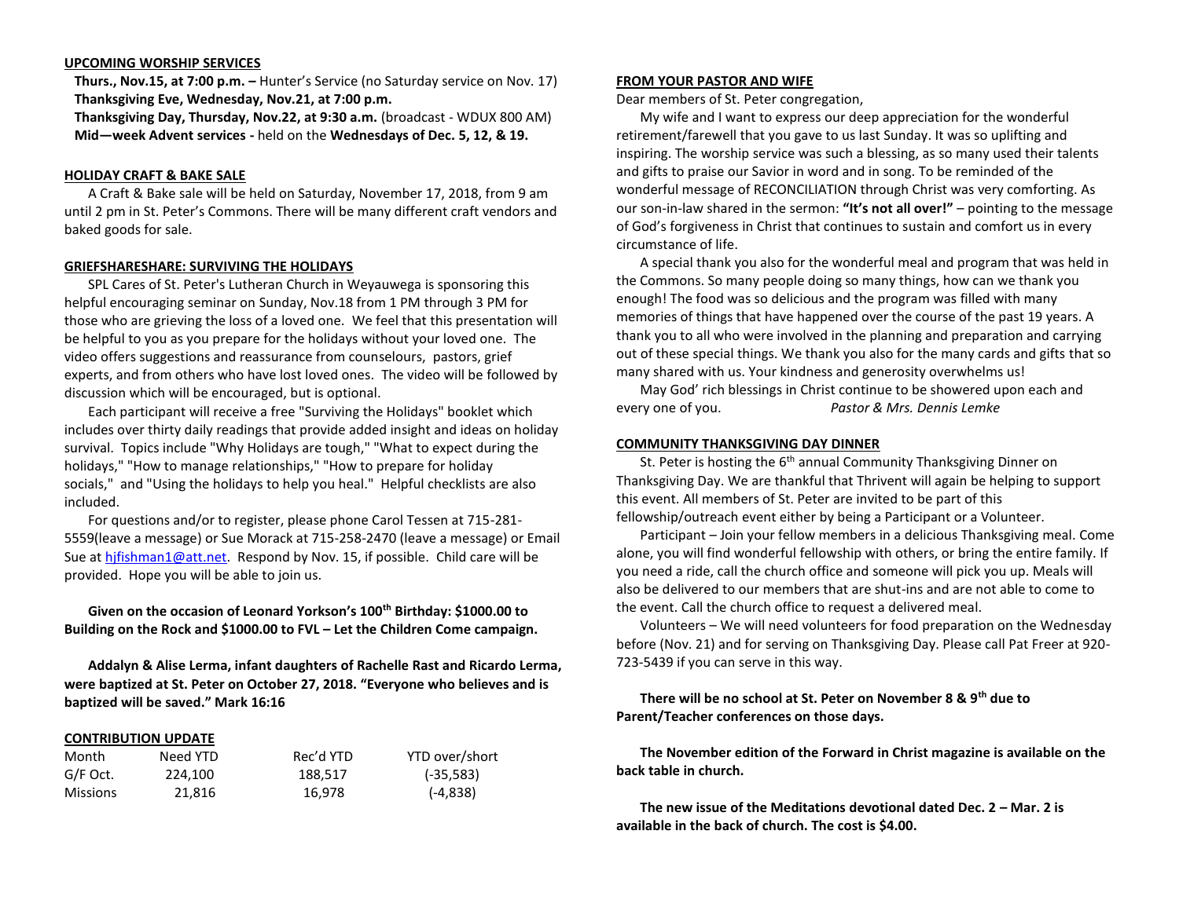## UPCOMING WORSHIP SERVICES

**Thurs., Nov.15, at 7:00 p.m. –** Hunter's Service (no Saturday service on Nov. 17)
**Thanksgiving Eve, Wednesday, Nov.21, at 7:00 p.m.**
**Thanksgiving Day, Thursday, Nov.22, at 9:30 a.m.** (broadcast - WDUX 800 AM)
**Mid—week Advent services -** held on the **Wednesdays of Dec. 5, 12, & 19.**

## HOLIDAY CRAFT & BAKE SALE

A Craft & Bake sale will be held on Saturday, November 17, 2018, from 9 am until 2 pm in St. Peter's Commons. There will be many different craft vendors and baked goods for sale.

## GRIEFSHARESHARE: SURVIVING THE HOLIDAYS

SPL Cares of St. Peter's Lutheran Church in Weyauwega is sponsoring this helpful encouraging seminar on Sunday, Nov.18 from 1 PM through 3 PM for those who are grieving the loss of a loved one. We feel that this presentation will be helpful to you as you prepare for the holidays without your loved one. The video offers suggestions and reassurance from counselours, pastors, grief experts, and from others who have lost loved ones. The video will be followed by discussion which will be encouraged, but is optional.

Each participant will receive a free "Surviving the Holidays" booklet which includes over thirty daily readings that provide added insight and ideas on holiday survival. Topics include "Why Holidays are tough," "What to expect during the holidays," "How to manage relationships," "How to prepare for holiday socials," and "Using the holidays to help you heal." Helpful checklists are also included.

For questions and/or to register, please phone Carol Tessen at 715-281-5559(leave a message) or Sue Morack at 715-258-2470 (leave a message) or Email Sue at hjfishman1@att.net. Respond by Nov. 15, if possible. Child care will be provided. Hope you will be able to join us.

**Given on the occasion of Leonard Yorkson's 100th Birthday: $1000.00 to Building on the Rock and $1000.00 to FVL – Let the Children Come campaign.**

**Addalyn & Alise Lerma, infant daughters of Rachelle Rast and Ricardo Lerma, were baptized at St. Peter on October 27, 2018. "Everyone who believes and is baptized will be saved." Mark 16:16**

## CONTRIBUTION UPDATE

| Month | Need YTD | Rec'd YTD | YTD over/short |
|---|---|---|---|
| G/F Oct. | 224,100 | 188,517 | (-35,583) |
| Missions | 21,816 | 16,978 | (-4,838) |

## FROM YOUR PASTOR AND WIFE

Dear members of St. Peter congregation,

My wife and I want to express our deep appreciation for the wonderful retirement/farewell that you gave to us last Sunday. It was so uplifting and inspiring. The worship service was such a blessing, as so many used their talents and gifts to praise our Savior in word and in song. To be reminded of the wonderful message of RECONCILIATION through Christ was very comforting. As our son-in-law shared in the sermon: **"It's not all over!"** – pointing to the message of God's forgiveness in Christ that continues to sustain and comfort us in every circumstance of life.

A special thank you also for the wonderful meal and program that was held in the Commons. So many people doing so many things, how can we thank you enough! The food was so delicious and the program was filled with many memories of things that have happened over the course of the past 19 years. A thank you to all who were involved in the planning and preparation and carrying out of these special things. We thank you also for the many cards and gifts that so many shared with us. Your kindness and generosity overwhelms us!

May God' rich blessings in Christ continue to be showered upon each and every one of you. *Pastor & Mrs. Dennis Lemke*

## COMMUNITY THANKSGIVING DAY DINNER

St. Peter is hosting the 6th annual Community Thanksgiving Dinner on Thanksgiving Day. We are thankful that Thrivent will again be helping to support this event. All members of St. Peter are invited to be part of this fellowship/outreach event either by being a Participant or a Volunteer.

Participant – Join your fellow members in a delicious Thanksgiving meal. Come alone, you will find wonderful fellowship with others, or bring the entire family. If you need a ride, call the church office and someone will pick you up. Meals will also be delivered to our members that are shut-ins and are not able to come to the event. Call the church office to request a delivered meal.

Volunteers – We will need volunteers for food preparation on the Wednesday before (Nov. 21) and for serving on Thanksgiving Day. Please call Pat Freer at 920-723-5439 if you can serve in this way.

**There will be no school at St. Peter on November 8 & 9th due to Parent/Teacher conferences on those days.**

**The November edition of the Forward in Christ magazine is available on the back table in church.**

**The new issue of the Meditations devotional dated Dec. 2 – Mar. 2 is available in the back of church. The cost is $4.00.**